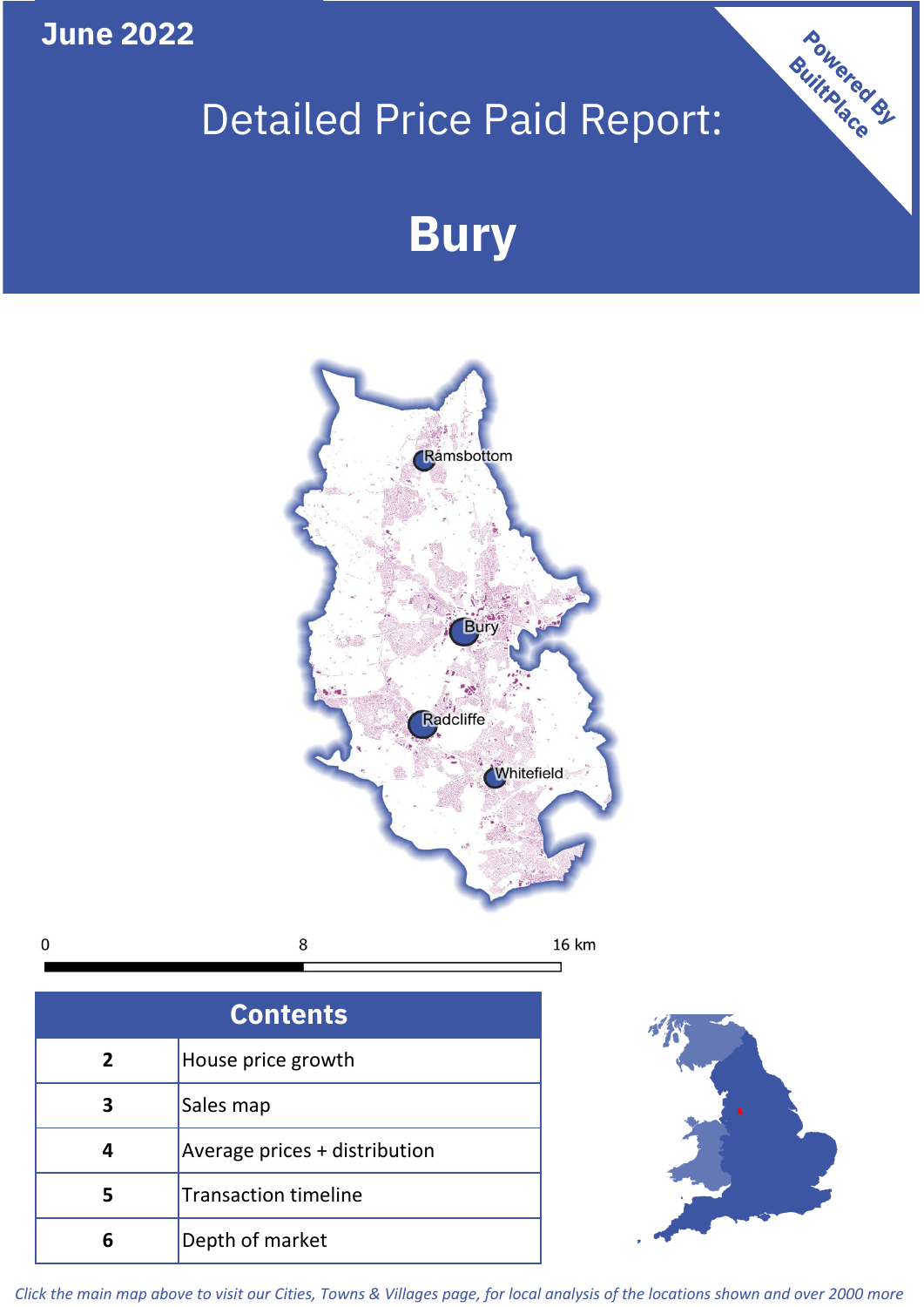**June 2022**

# Detailed Price Paid Report:

# Bury

Powered By BuiltPlace

Ramsbottom

Bury

Radcliffe

Whitefield

0 8 16 km

| Contents | |
|---|---|
| 2 | House price growth |
| 3 | Sales map |
| 4 | Average prices + distribution |
| 5 | Transaction timeline |
| 6 | Depth of market |

*Click the main map above to visit our Cities, Towns & Villages page, for local analysis of the locations shown and over 2000 more*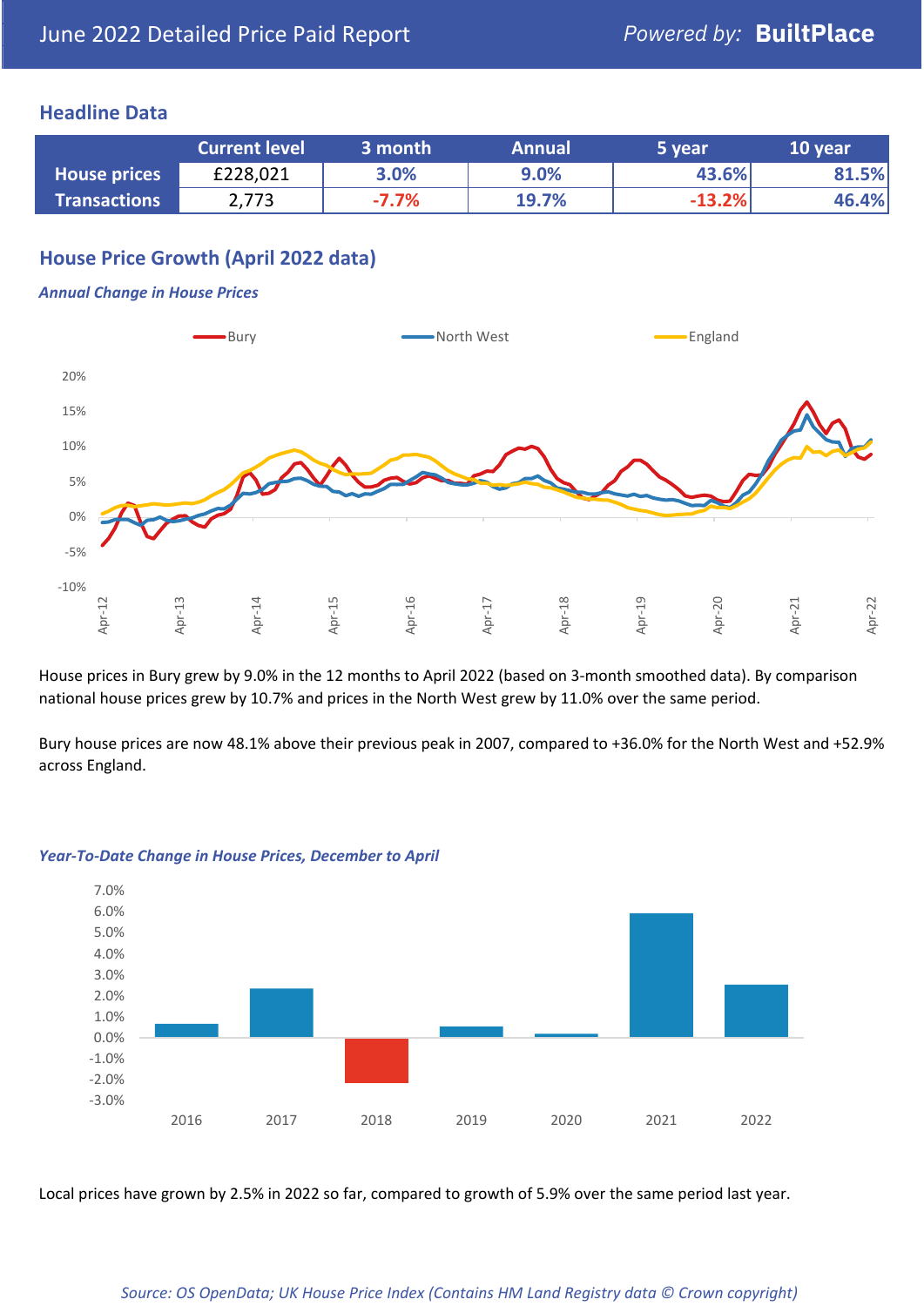# June 2022 Detailed Price Paid Report

Powered by: **BuiltPlace**

## Headline Data

| | Current level | 3 month | Annual | 5 year | 10 year |
|---|---|---|---|---|---|
| **House prices** | £228,021 | 3.0% | 9.0% | 43.6% | 81.5% |
| **Transactions** | 2,773 | -7.7% | 19.7% | -13.2% | 46.4% |

## House Price Growth (April 2022 data)

***Annual Change in House Prices***

House prices in Bury grew by 9.0% in the 12 months to April 2022 (based on 3-month smoothed data). By comparison national house prices grew by 10.7% and prices in the North West grew by 11.0% over the same period.

Bury house prices are now 48.1% above their previous peak in 2007, compared to +36.0% for the North West and +52.9% across England.

***Year-To-Date Change in House Prices, December to April***

Local prices have grown by 2.5% in 2022 so far, compared to growth of 5.9% over the same period last year.

*Source: OS OpenData; UK House Price Index (Contains HM Land Registry data © Crown copyright)*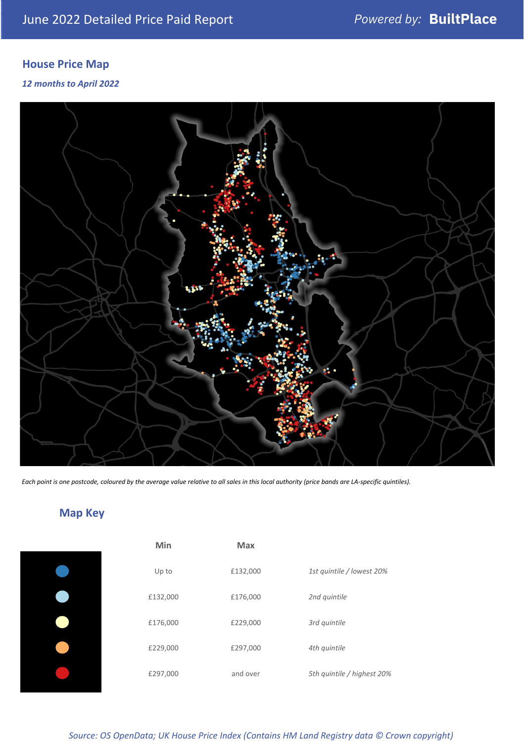June 2022 Detailed Price Paid Report

Powered by: **BuiltPlace**

## House Price Map

*12 months to April 2022*

*Each point is one postcode, coloured by the average value relative to all sales in this local authority (price bands are LA-specific quintiles).*

## Map Key

| Min | Max | |
|---|---|---|
| Up to | £132,000 | *1st quintile / lowest 20%* |
| £132,000 | £176,000 | *2nd quintile* |
| £176,000 | £229,000 | *3rd quintile* |
| £229,000 | £297,000 | *4th quintile* |
| £297,000 | and over | *5th quintile / highest 20%* |

*Source: OS OpenData; UK House Price Index (Contains HM Land Registry data © Crown copyright)*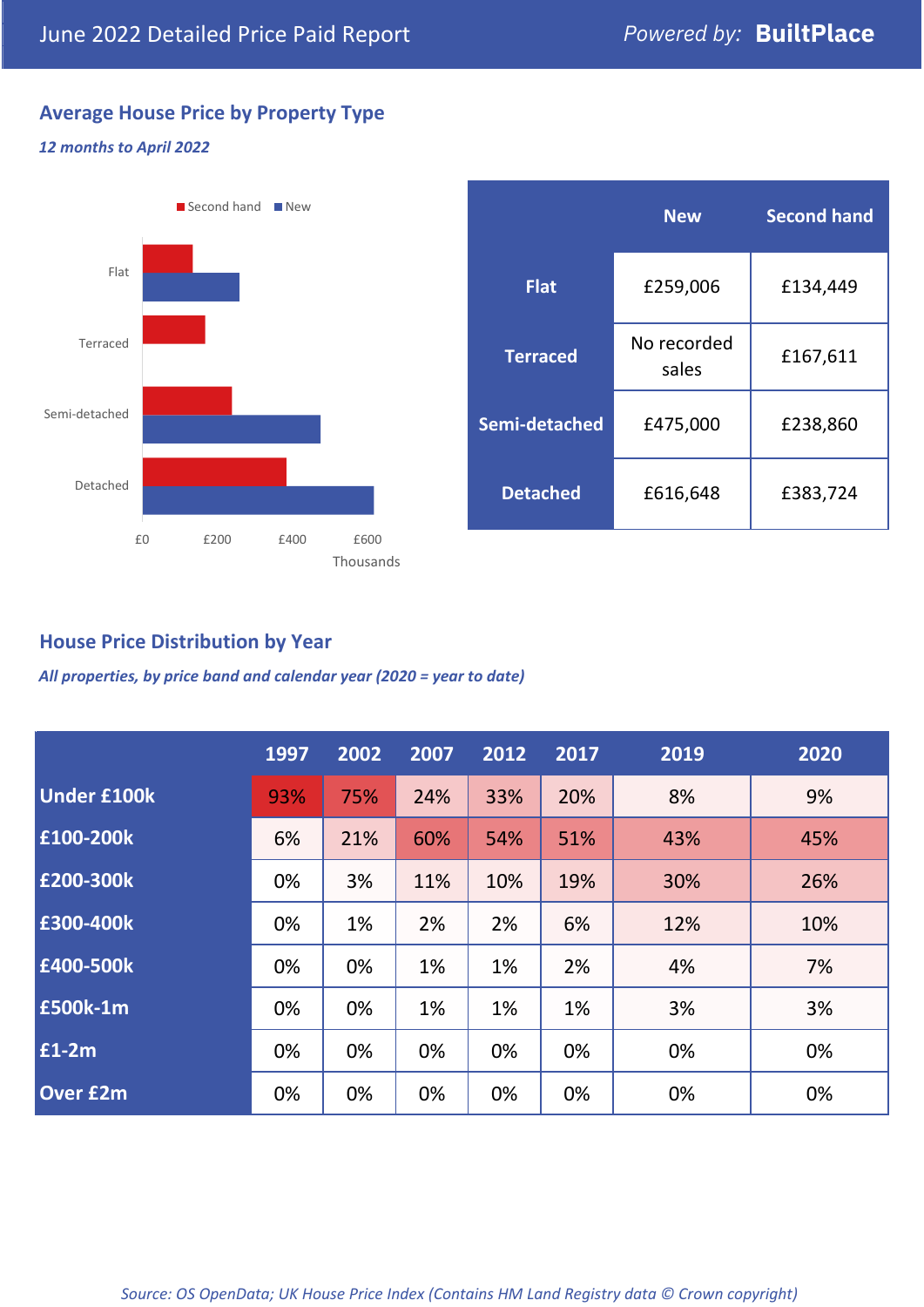June 2022 Detailed Price Paid Report

*Powered by:* **BuiltPlace**

## Average House Price by Property Type

*12 months to April 2022*

|  | New | Second hand |
|---|---|---|
| **Flat** | £259,006 | £134,449 |
| **Terraced** | No recorded sales | £167,611 |
| **Semi-detached** | £475,000 | £238,860 |
| **Detached** | £616,648 | £383,724 |

## House Price Distribution by Year

*All properties, by price band and calendar year (2020 = year to date)*

|  | 1997 | 2002 | 2007 | 2012 | 2017 | 2019 | 2020 |
|---|---|---|---|---|---|---|---|
| **Under £100k** | 93% | 75% | 24% | 33% | 20% | 8% | 9% |
| **£100-200k** | 6% | 21% | 60% | 54% | 51% | 43% | 45% |
| **£200-300k** | 0% | 3% | 11% | 10% | 19% | 30% | 26% |
| **£300-400k** | 0% | 1% | 2% | 2% | 6% | 12% | 10% |
| **£400-500k** | 0% | 0% | 1% | 1% | 2% | 4% | 7% |
| **£500k-1m** | 0% | 0% | 1% | 1% | 1% | 3% | 3% |
| **£1-2m** | 0% | 0% | 0% | 0% | 0% | 0% | 0% |
| **Over £2m** | 0% | 0% | 0% | 0% | 0% | 0% | 0% |

*Source: OS OpenData; UK House Price Index (Contains HM Land Registry data © Crown copyright)*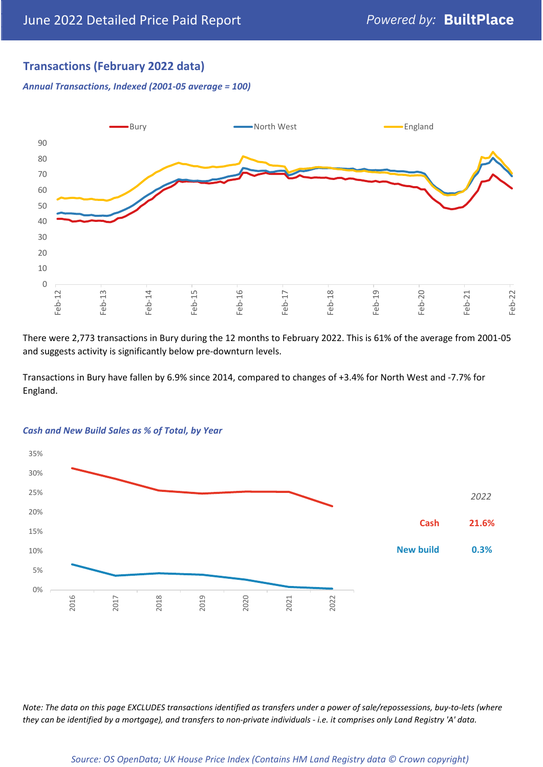## Transactions (February 2022 data)

***Annual Transactions, Indexed (2001-05 average = 100)***

There were 2,773 transactions in Bury during the 12 months to February 2022. This is 61% of the average from 2001-05 and suggests activity is significantly below pre-downturn levels.

Transactions in Bury have fallen by 6.9% since 2014, compared to changes of +3.4% for North West and -7.7% for England.

***Cash and New Build Sales as % of Total, by Year***

| 2022 | |
|---|---|
| Cash | 21.6% |
| New build | 0.3% |

*Note: The data on this page EXCLUDES transactions identified as transfers under a power of sale/repossessions, buy-to-lets (where they can be identified by a mortgage), and transfers to non-private individuals - i.e. it comprises only Land Registry 'A' data.*

*Source: OS OpenData; UK House Price Index (Contains HM Land Registry data © Crown copyright)*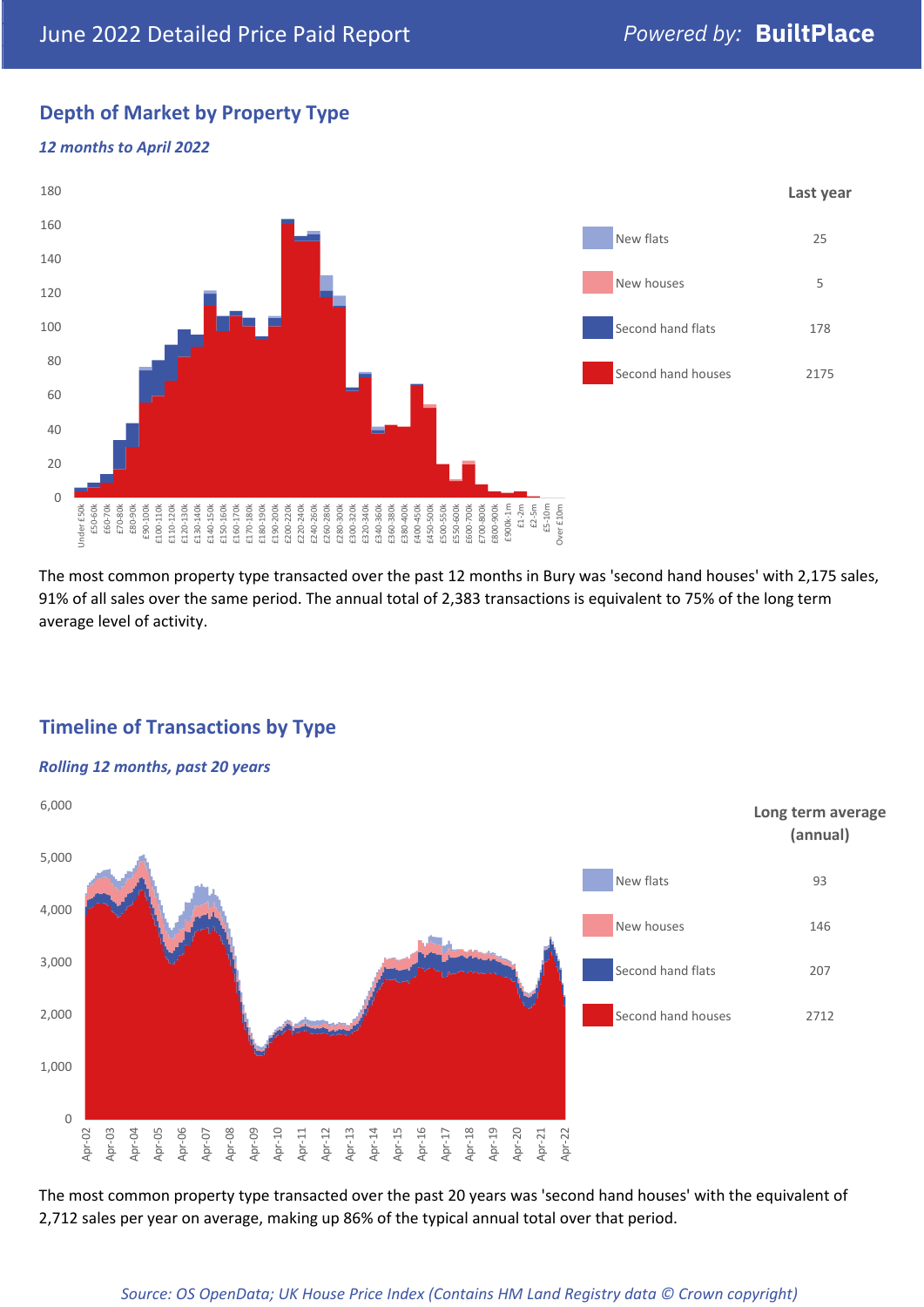June 2022 Detailed Price Paid Report

Powered by: **BuiltPlace**

## Depth of Market by Property Type

***12 months to April 2022***

180
160
140
120
100
80
60
40
20
0

Under £50k, £50-60k, £60-70k, £70-80k, £80-90k, £90-100k, £100-110k, £110-120k, £120-130k, £130-140k, £140-150k, £150-160k, £160-170k, £170-180k, £180-190k, £190-200k, £200-220k, £220-240k, £240-260k, £260-280k, £280-300k, £300-320k, £320-340k, £340-360k, £360-380k, £380-400k, £400-450k, £450-500k, £500-550k, £550-600k, £600-700k, £700-800k, £800-900k, £900k-1m, £1-2m, £2-5m, £5-10m, Over £10m

**Last year**

New flats 25

New houses 5

Second hand flats 178

Second hand houses 2175

The most common property type transacted over the past 12 months in Bury was 'second hand houses' with 2,175 sales, 91% of all sales over the same period. The annual total of 2,383 transactions is equivalent to 75% of the long term average level of activity.

## Timeline of Transactions by Type

***Rolling 12 months, past 20 years***

6,000
5,000
4,000
3,000
2,000
1,000
0

Apr-02, Apr-03, Apr-04, Apr-05, Apr-06, Apr-07, Apr-08, Apr-09, Apr-10, Apr-11, Apr-12, Apr-13, Apr-14, Apr-15, Apr-16, Apr-17, Apr-18, Apr-19, Apr-20, Apr-21, Apr-22

**Long term average (annual)**

New flats 93

New houses 146

Second hand flats 207

Second hand houses 2712

The most common property type transacted over the past 20 years was 'second hand houses' with the equivalent of 2,712 sales per year on average, making up 86% of the typical annual total over that period.

*Source: OS OpenData; UK House Price Index (Contains HM Land Registry data © Crown copyright)*